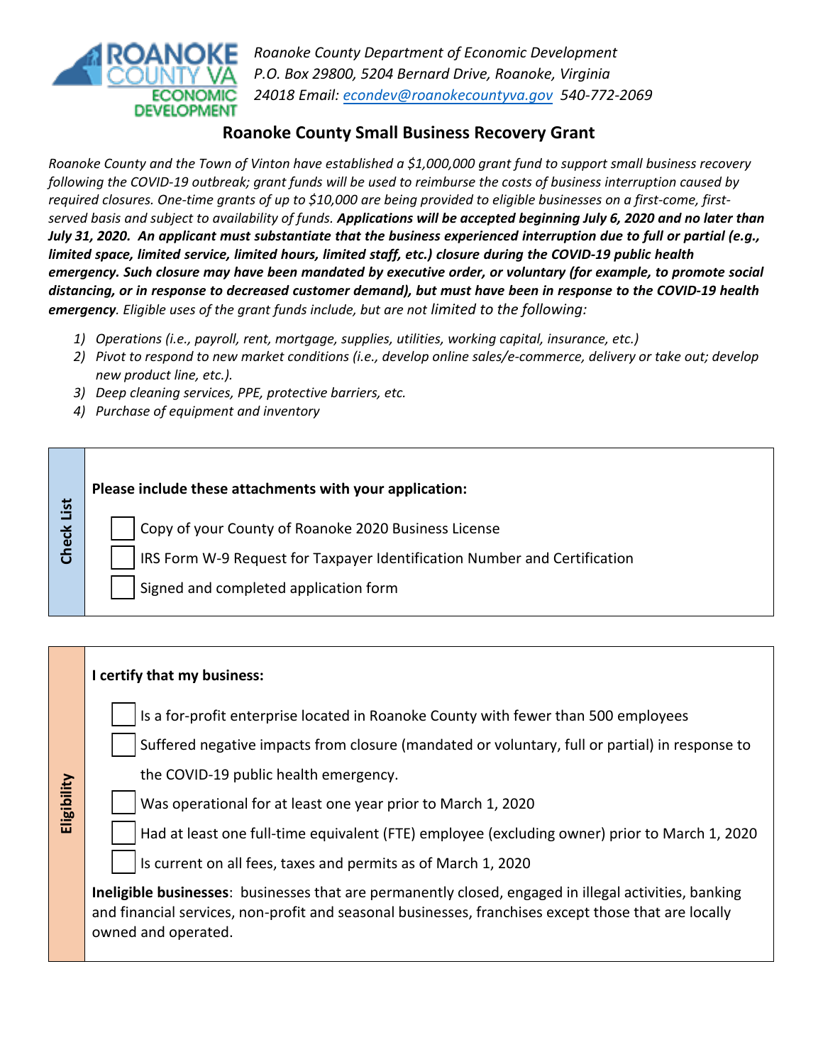ROANOKE COUNTY VA ECONOMIC DEVELOPMENT

*Roanoke County Department of Economic Development*
*P.O. Box 29800, 5204 Bernard Drive, Roanoke, Virginia 24018 Email: econdev@roanokecountyva.gov 540-772-2069*

## Roanoke County Small Business Recovery Grant

*Roanoke County and the Town of Vinton have established a $1,000,000 grant fund to support small business recovery following the COVID-19 outbreak; grant funds will be used to reimburse the costs of business interruption caused by required closures. One-time grants of up to $10,000 are being provided to eligible businesses on a first-come, first-served basis and subject to availability of funds.* ***Applications will be accepted beginning July 6, 2020 and no later than July 31, 2020. An applicant must substantiate that the business experienced interruption due to full or partial (e.g., limited space, limited service, limited hours, limited staff, etc.) closure during the COVID-19 public health emergency. Such closure may have been mandated by executive order, or voluntary (for example, to promote social distancing, or in response to decreased customer demand), but must have been in response to the COVID-19 health emergency****. Eligible uses of the grant funds include, but are not limited to the following:*

1) *Operations (i.e., payroll, rent, mortgage, supplies, utilities, working capital, insurance, etc.)*
2) *Pivot to respond to new market conditions (i.e., develop online sales/e-commerce, delivery or take out; develop new product line, etc.).*
3) *Deep cleaning services, PPE, protective barriers, etc.*
4) *Purchase of equipment and inventory*

### Check List

**Please include these attachments with your application:**

- ☐ Copy of your County of Roanoke 2020 Business License
- ☐ IRS Form W-9 Request for Taxpayer Identification Number and Certification
- ☐ Signed and completed application form

### Eligibility

**I certify that my business:**

- ☐ Is a for-profit enterprise located in Roanoke County with fewer than 500 employees
- ☐ Suffered negative impacts from closure (mandated or voluntary, full or partial) in response to the COVID-19 public health emergency.
- ☐ Was operational for at least one year prior to March 1, 2020
- ☐ Had at least one full-time equivalent (FTE) employee (excluding owner) prior to March 1, 2020
- ☐ Is current on all fees, taxes and permits as of March 1, 2020

**Ineligible businesses**: businesses that are permanently closed, engaged in illegal activities, banking and financial services, non-profit and seasonal businesses, franchises except those that are locally owned and operated.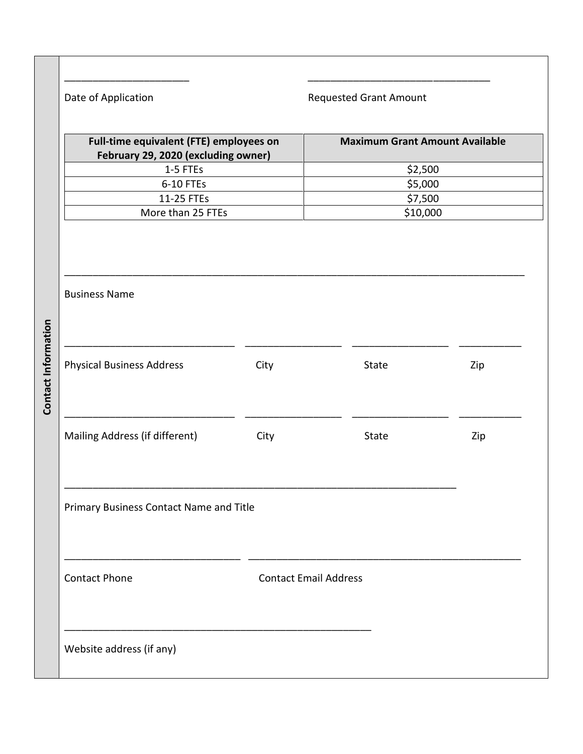## Contact Information

______________________

Date of Application

________________________________

Requested Grant Amount

| Full-time equivalent (FTE) employees on February 29, 2020 (excluding owner) | Maximum Grant Amount Available |
|---|---|
| 1-5 FTEs | $2,500 |
| 6-10 FTEs | $5,000 |
| 11-25 FTEs | $7,500 |
| More than 25 FTEs | $10,000 |

________________________________________________________________________________

Business Name

______________________________ ________________ ________________ __________

Physical Business Address — City — State — Zip

______________________________ ________________ ________________ __________

Mailing Address (if different) — City — State — Zip

______________________________________________________________________

Primary Business Contact Name and Title

_______________________________ ________________________________________________

Contact Phone — Contact Email Address

_____________________________________________________

Website address (if any)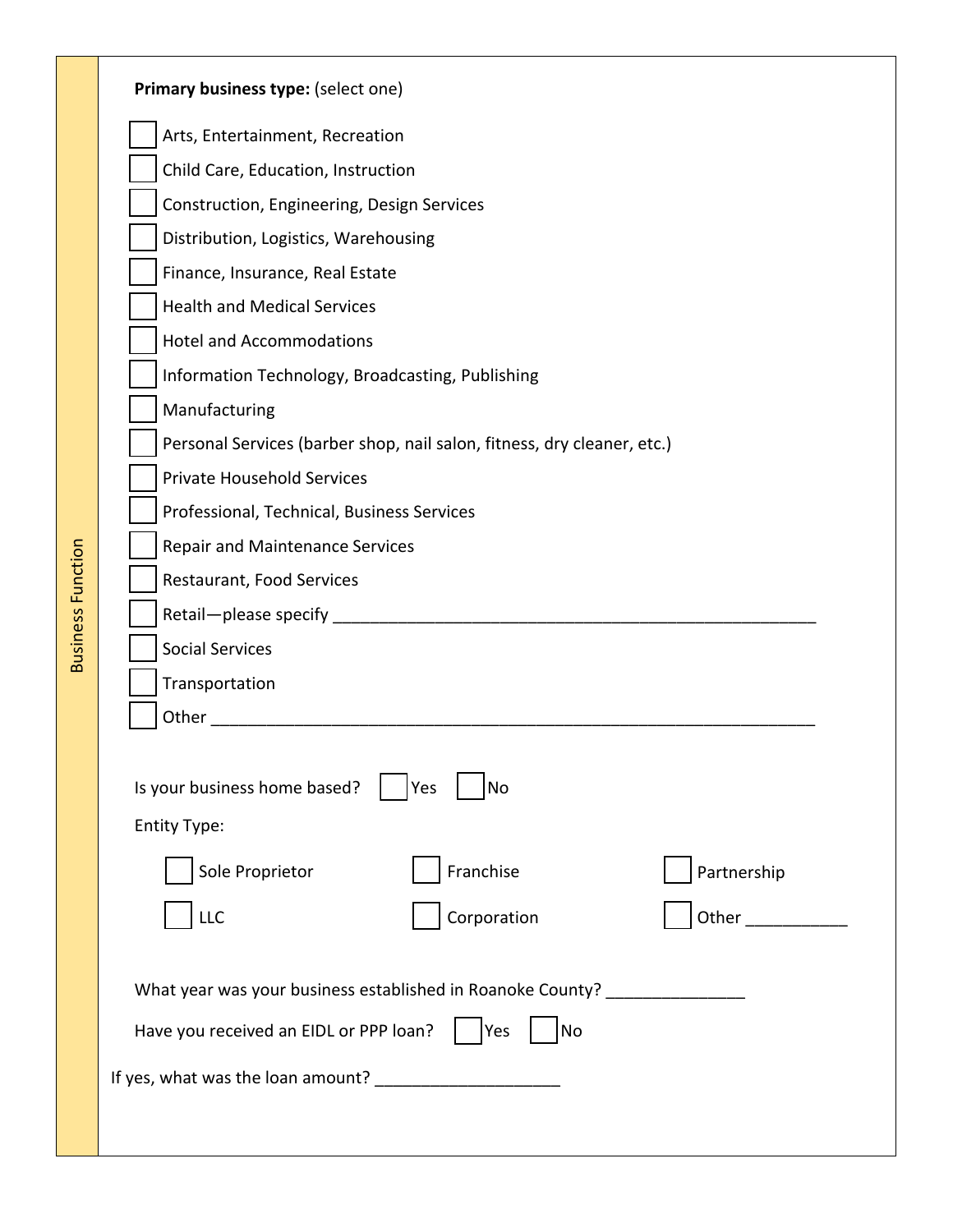**Business Function**

**Primary business type:** (select one)

- ☐ Arts, Entertainment, Recreation
- ☐ Child Care, Education, Instruction
- ☐ Construction, Engineering, Design Services
- ☐ Distribution, Logistics, Warehousing
- ☐ Finance, Insurance, Real Estate
- ☐ Health and Medical Services
- ☐ Hotel and Accommodations
- ☐ Information Technology, Broadcasting, Publishing
- ☐ Manufacturing
- ☐ Personal Services (barber shop, nail salon, fitness, dry cleaner, etc.)
- ☐ Private Household Services
- ☐ Professional, Technical, Business Services
- ☐ Repair and Maintenance Services
- ☐ Restaurant, Food Services
- ☐ Retail—please specify ______________________________________________________
- ☐ Social Services
- ☐ Transportation
- ☐ Other ____________________________________________________________________

Is your business home based? ☐ Yes ☐ No

Entity Type:

| | | |
|---|---|---|
| ☐ Sole Proprietor | ☐ Franchise | ☐ Partnership |
| ☐ LLC | ☐ Corporation | ☐ Other ___________ |

What year was your business established in Roanoke County? _______________

Have you received an EIDL or PPP loan? ☐ Yes ☐ No

If yes, what was the loan amount? ____________________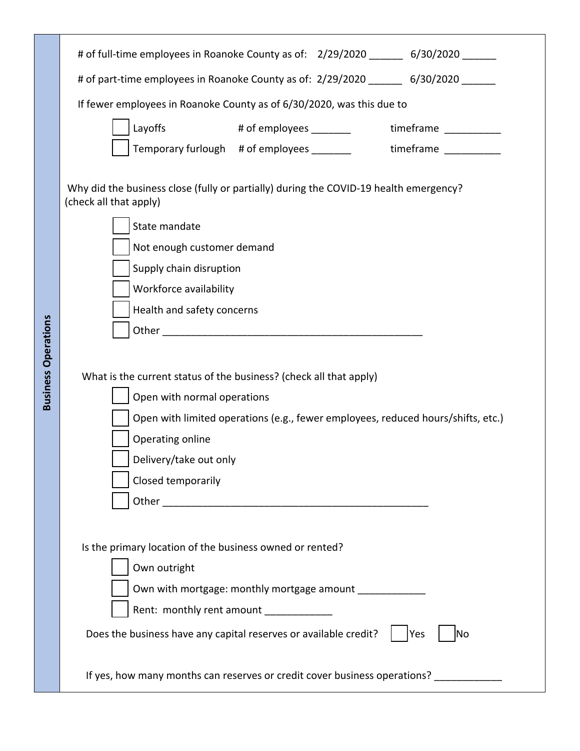## Business Operations

\# of full-time employees in Roanoke County as of: 2/29/2020 ______ 6/30/2020 ______

\# of part-time employees in Roanoke County as of: 2/29/2020 ______ 6/30/2020 ______

If fewer employees in Roanoke County as of 6/30/2020, was this due to

- ☐ Layoffs # of employees _______ timeframe __________
- ☐ Temporary furlough # of employees _______ timeframe __________

Why did the business close (fully or partially) during the COVID-19 health emergency? (check all that apply)

- ☐ State mandate
- ☐ Not enough customer demand
- ☐ Supply chain disruption
- ☐ Workforce availability
- ☐ Health and safety concerns
- ☐ Other ________________________________________________

What is the current status of the business? (check all that apply)

- ☐ Open with normal operations
- ☐ Open with limited operations (e.g., fewer employees, reduced hours/shifts, etc.)
- ☐ Operating online
- ☐ Delivery/take out only
- ☐ Closed temporarily
- ☐ Other ________________________________________________

Is the primary location of the business owned or rented?

- ☐ Own outright
- ☐ Own with mortgage: monthly mortgage amount ____________
- ☐ Rent: monthly rent amount ____________

Does the business have any capital reserves or available credit? ☐ Yes ☐ No

If yes, how many months can reserves or credit cover business operations? ____________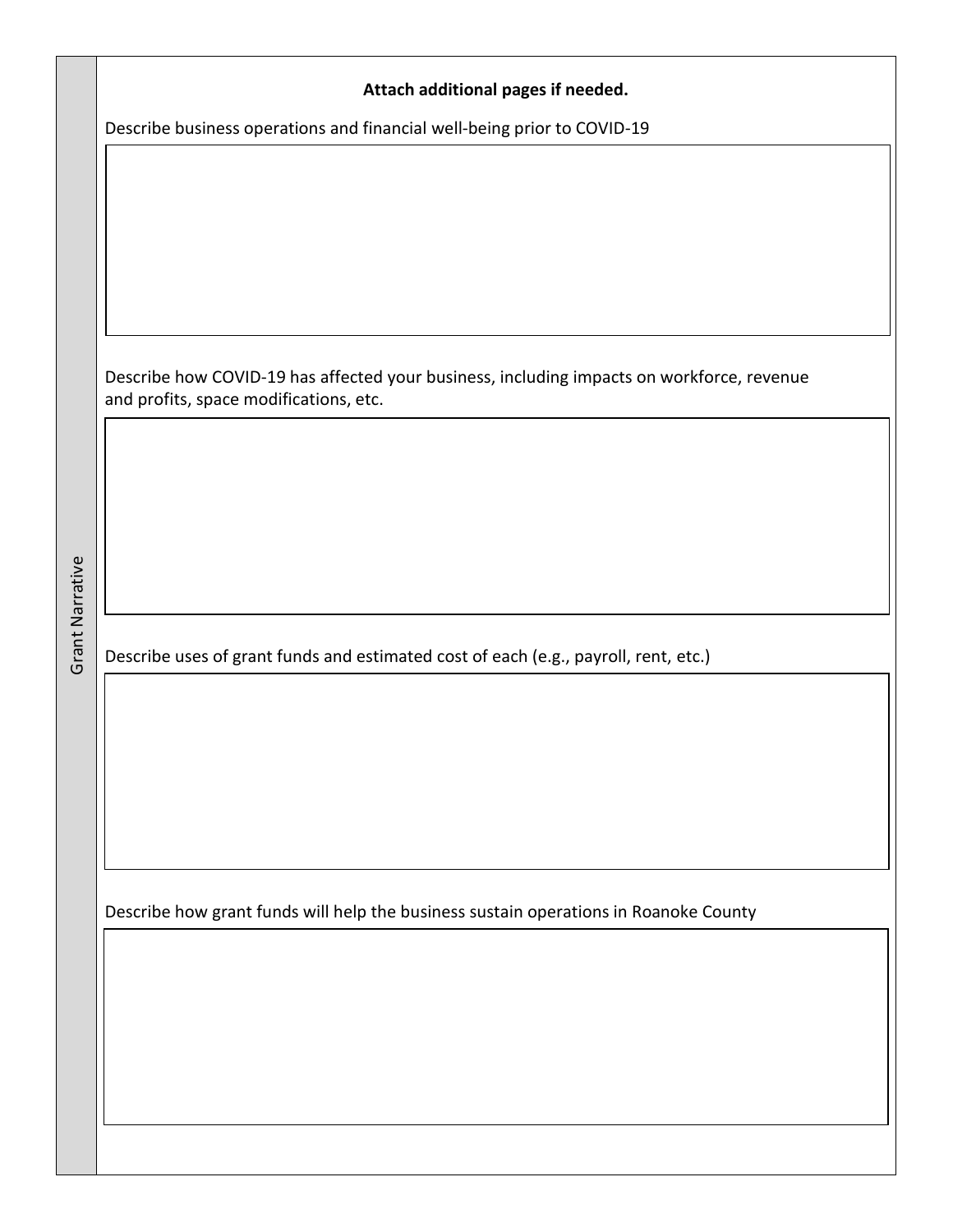## Grant Narrative

**Attach additional pages if needed.**

Describe business operations and financial well-being prior to COVID-19

Describe how COVID-19 has affected your business, including impacts on workforce, revenue and profits, space modifications, etc.

Describe uses of grant funds and estimated cost of each (e.g., payroll, rent, etc.)

Describe how grant funds will help the business sustain operations in Roanoke County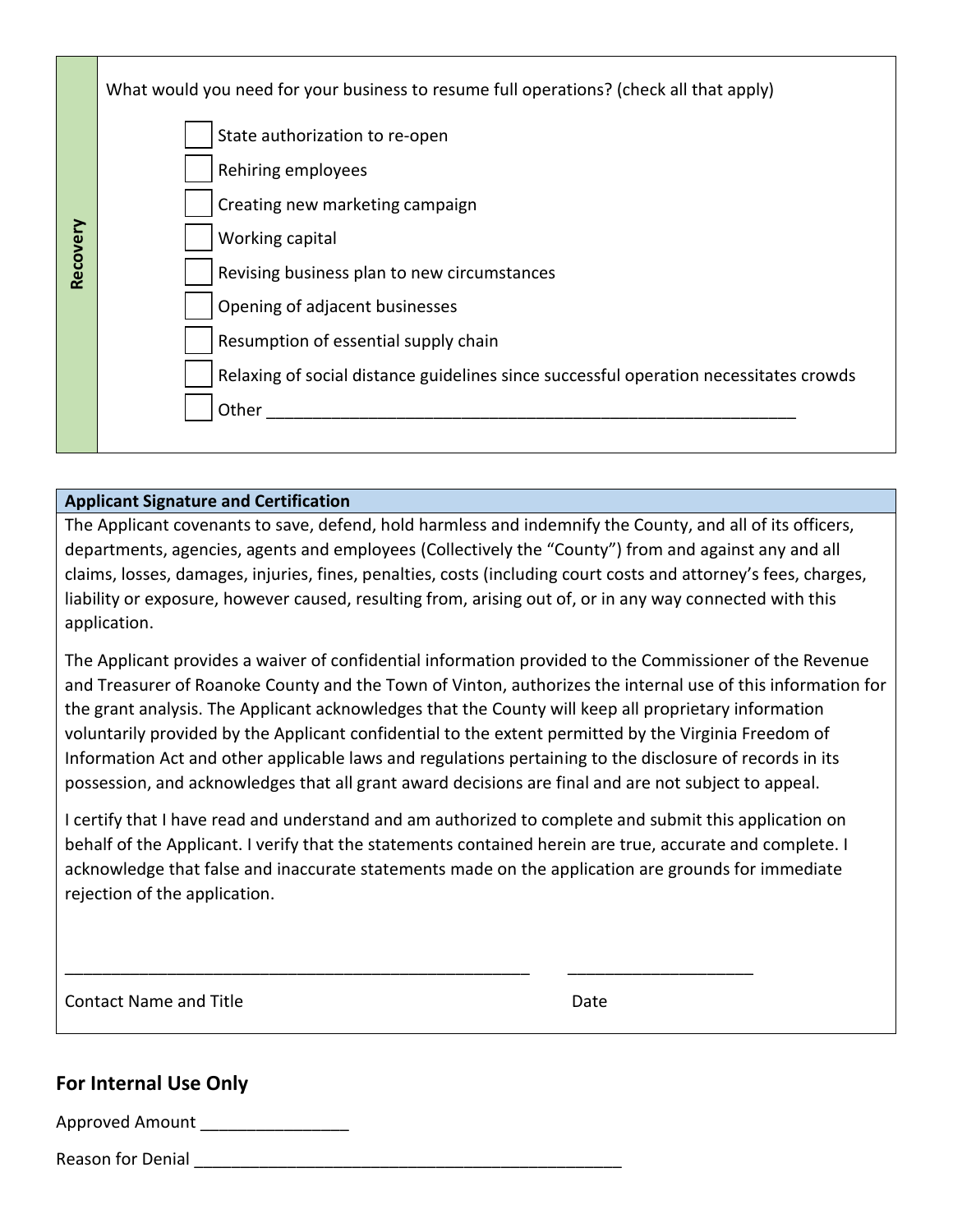**Recovery**

What would you need for your business to resume full operations? (check all that apply)

- ☐ State authorization to re-open
- ☐ Rehiring employees
- ☐ Creating new marketing campaign
- ☐ Working capital
- ☐ Revising business plan to new circumstances
- ☐ Opening of adjacent businesses
- ☐ Resumption of essential supply chain
- ☐ Relaxing of social distance guidelines since successful operation necessitates crowds
- ☐ Other ___________________________________________________________

**Applicant Signature and Certification**

The Applicant covenants to save, defend, hold harmless and indemnify the County, and all of its officers, departments, agencies, agents and employees (Collectively the "County") from and against any and all claims, losses, damages, injuries, fines, penalties, costs (including court costs and attorney's fees, charges, liability or exposure, however caused, resulting from, arising out of, or in any way connected with this application.

The Applicant provides a waiver of confidential information provided to the Commissioner of the Revenue and Treasurer of Roanoke County and the Town of Vinton, authorizes the internal use of this information for the grant analysis. The Applicant acknowledges that the County will keep all proprietary information voluntarily provided by the Applicant confidential to the extent permitted by the Virginia Freedom of Information Act and other applicable laws and regulations pertaining to the disclosure of records in its possession, and acknowledges that all grant award decisions are final and are not subject to appeal.

I certify that I have read and understand and am authorized to complete and submit this application on behalf of the Applicant. I verify that the statements contained herein are true, accurate and complete. I acknowledge that false and inaccurate statements made on the application are grounds for immediate rejection of the application.

_____________________________________________________     ____________________

Contact Name and Title     Date

## For Internal Use Only

Approved Amount ________________

Reason for Denial _________________________________________________